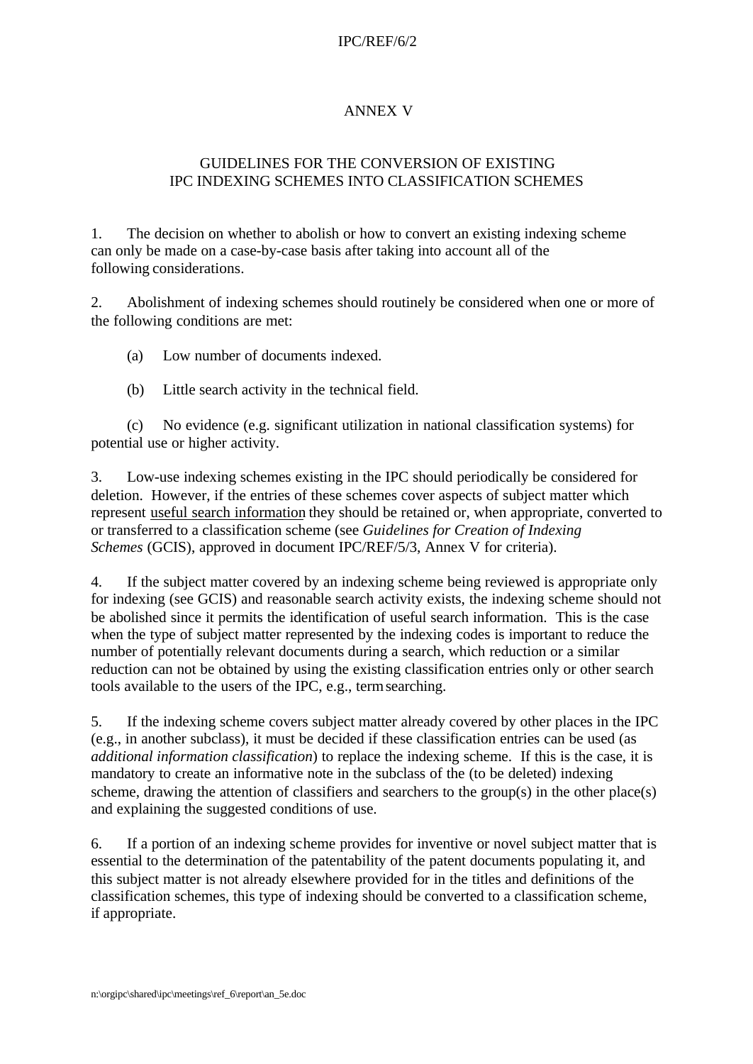IPC/REF/6/2

# ANNEX V

## GUIDELINES FOR THE CONVERSION OF EXISTING IPC INDEXING SCHEMES INTO CLASSIFICATION SCHEMES

1. The decision on whether to abolish or how to convert an existing indexing scheme can only be made on a case-by-case basis after taking into account all of the following considerations.

2. Abolishment of indexing schemes should routinely be considered when one or more of the following conditions are met:

   (a) Low number of documents indexed.

   (b) Little search activity in the technical field.

   (c) No evidence (e.g. significant utilization in national classification systems) for potential use or higher activity.

3. Low-use indexing schemes existing in the IPC should periodically be considered for deletion. However, if the entries of these schemes cover aspects of subject matter which represent <u>useful search information</u> they should be retained or, when appropriate, converted to or transferred to a classification scheme (see *Guidelines for Creation of Indexing Schemes* (GCIS), approved in document IPC/REF/5/3, Annex V for criteria).

4. If the subject matter covered by an indexing scheme being reviewed is appropriate only for indexing (see GCIS) and reasonable search activity exists, the indexing scheme should not be abolished since it permits the identification of useful search information. This is the case when the type of subject matter represented by the indexing codes is important to reduce the number of potentially relevant documents during a search, which reduction or a similar reduction can not be obtained by using the existing classification entries only or other search tools available to the users of the IPC, e.g., term searching.

5. If the indexing scheme covers subject matter already covered by other places in the IPC (e.g., in another subclass), it must be decided if these classification entries can be used (as *additional information classification*) to replace the indexing scheme. If this is the case, it is mandatory to create an informative note in the subclass of the (to be deleted) indexing scheme, drawing the attention of classifiers and searchers to the group(s) in the other place(s) and explaining the suggested conditions of use.

6. If a portion of an indexing scheme provides for inventive or novel subject matter that is essential to the determination of the patentability of the patent documents populating it, and this subject matter is not already elsewhere provided for in the titles and definitions of the classification schemes, this type of indexing should be converted to a classification scheme, if appropriate.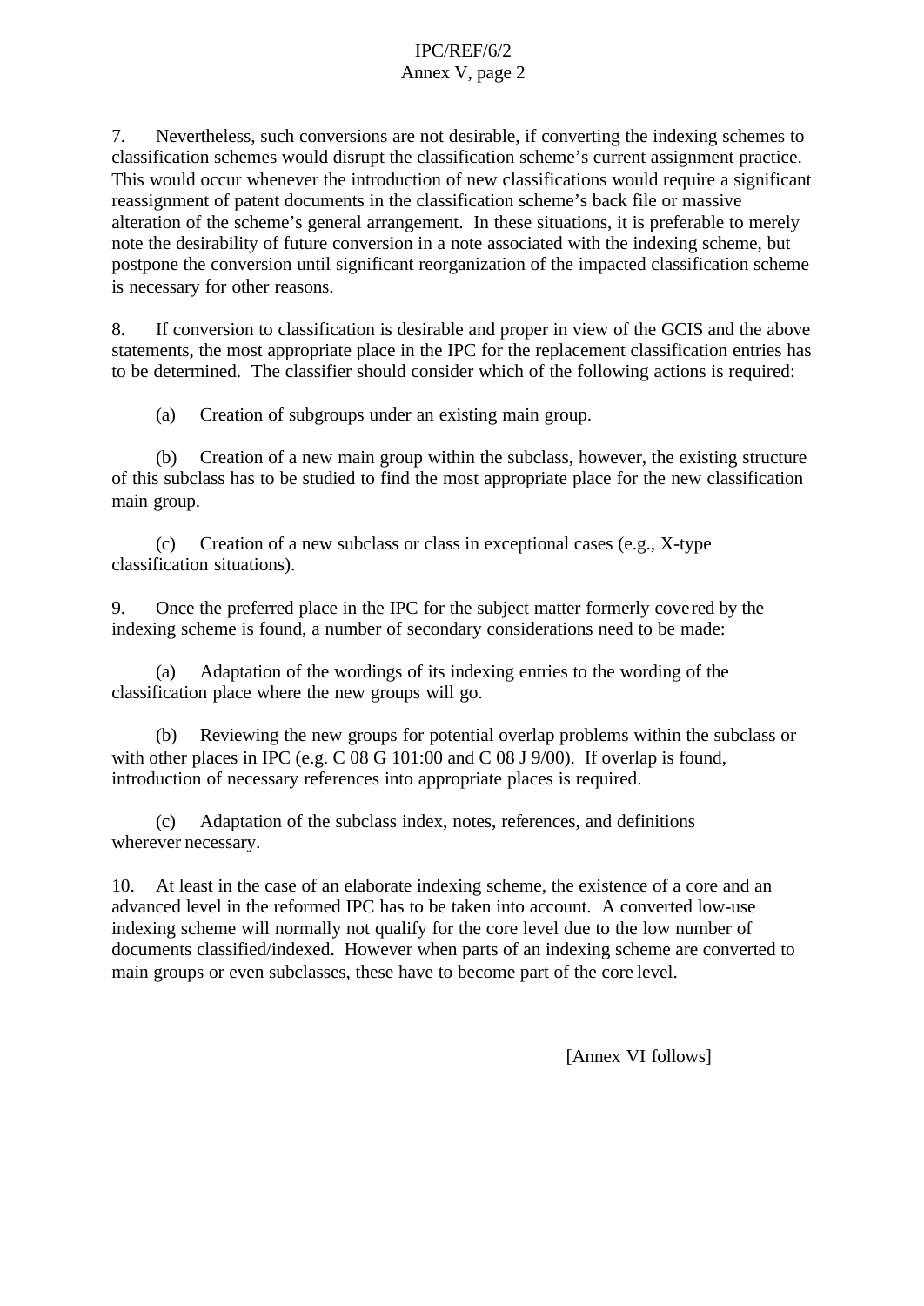7. Nevertheless, such conversions are not desirable, if converting the indexing schemes to classification schemes would disrupt the classification scheme's current assignment practice. This would occur whenever the introduction of new classifications would require a significant reassignment of patent documents in the classification scheme's back file or massive alteration of the scheme's general arrangement. In these situations, it is preferable to merely note the desirability of future conversion in a note associated with the indexing scheme, but postpone the conversion until significant reorganization of the impacted classification scheme is necessary for other reasons.

8. If conversion to classification is desirable and proper in view of the GCIS and the above statements, the most appropriate place in the IPC for the replacement classification entries has to be determined. The classifier should consider which of the following actions is required:

(a) Creation of subgroups under an existing main group.

(b) Creation of a new main group within the subclass, however, the existing structure of this subclass has to be studied to find the most appropriate place for the new classification main group.

(c) Creation of a new subclass or class in exceptional cases (e.g., X-type classification situations).

9. Once the preferred place in the IPC for the subject matter formerly covered by the indexing scheme is found, a number of secondary considerations need to be made:

(a) Adaptation of the wordings of its indexing entries to the wording of the classification place where the new groups will go.

(b) Reviewing the new groups for potential overlap problems within the subclass or with other places in IPC (e.g. C 08 G 101:00 and C 08 J 9/00). If overlap is found, introduction of necessary references into appropriate places is required.

(c) Adaptation of the subclass index, notes, references, and definitions wherever necessary.

10. At least in the case of an elaborate indexing scheme, the existence of a core and an advanced level in the reformed IPC has to be taken into account. A converted low-use indexing scheme will normally not qualify for the core level due to the low number of documents classified/indexed. However when parts of an indexing scheme are converted to main groups or even subclasses, these have to become part of the core level.

[Annex VI follows]